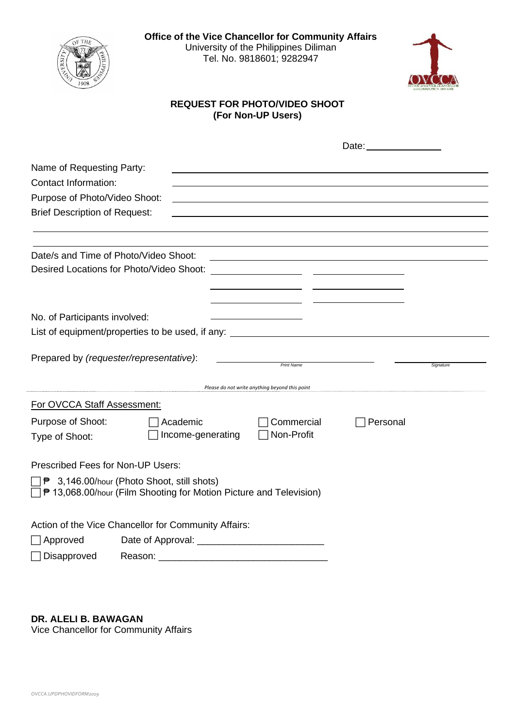**Office of the Vice Chancellor for Community Affairs**
University of the Philippines Diliman
Tel. No. 9818601; 9282947

## REQUEST FOR PHOTO/VIDEO SHOOT
### (For Non-UP Users)

Date: ______________

Name of Requesting Party: ____________________________________________

Contact Information: ____________________________________________

Purpose of Photo/Video Shoot: ____________________________________________

Brief Description of Request: ____________________________________________

______________________________________________________________________

______________________________________________________________________

Date/s and Time of Photo/Video Shoot: ____________________________________________

Desired Locations for Photo/Video Shoot: ________________ ________________

________________ ________________

________________ ________________

No. of Participants involved: ________________

List of equipment/properties to be used, if any: ____________________________________________

Prepared by *(requester/representative)*: ______________________ ______________________
*Print Name* *Signature*

*Please do not write anything beyond this point*

---

For OVCCA Staff Assessment:

Purpose of Shoot: ☐ Academic ☐ Commercial ☐ Personal

Type of Shoot: ☐ Income-generating ☐ Non-Profit

Prescribed Fees for Non-UP Users:

☐ ₱ 3,146.00/hour (Photo Shoot, still shots)
☐ ₱ 13,068.00/hour (Film Shooting for Motion Picture and Television)

Action of the Vice Chancellor for Community Affairs:

☐ Approved Date of Approval: ________________________

☐ Disapproved Reason: ________________________________

**DR. ALELI B. BAWAGAN**
Vice Chancellor for Community Affairs

*OVCCA.UPDPHOVIDFORM2019*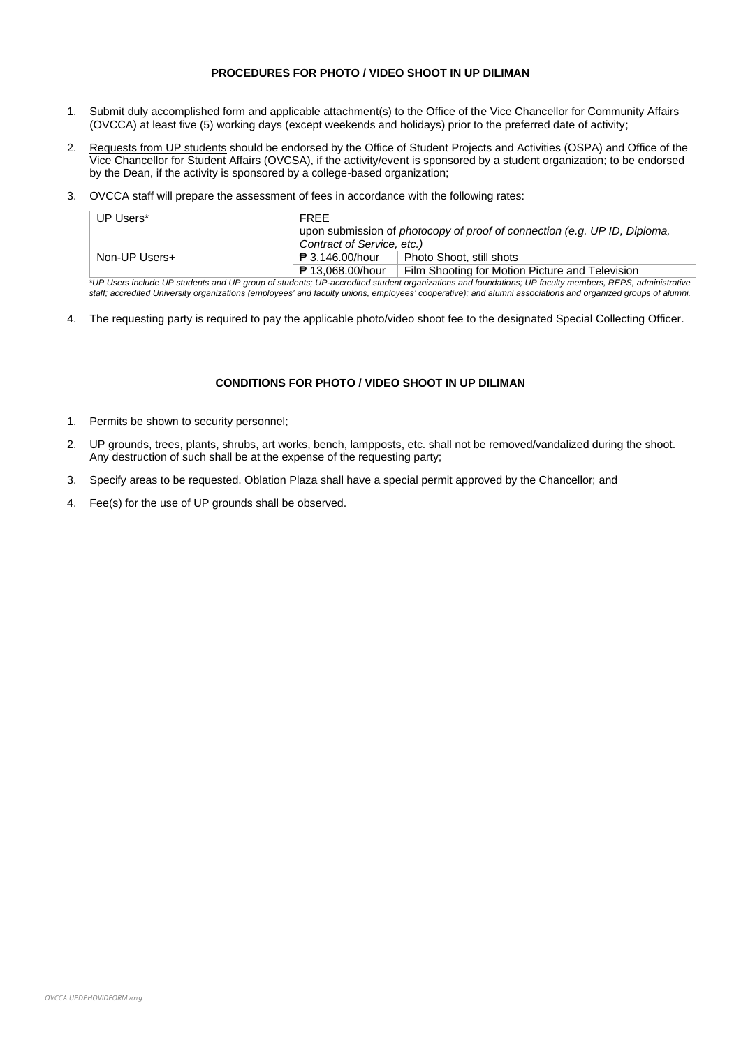**PROCEDURES FOR PHOTO / VIDEO SHOOT IN UP DILIMAN**

1. Submit duly accomplished form and applicable attachment(s) to the Office of the Vice Chancellor for Community Affairs (OVCCA) at least five (5) working days (except weekends and holidays) prior to the preferred date of activity;

2. Requests from UP students should be endorsed by the Office of Student Projects and Activities (OSPA) and Office of the Vice Chancellor for Student Affairs (OVCSA), if the activity/event is sponsored by a student organization; to be endorsed by the Dean, if the activity is sponsored by a college-based organization;

3. OVCCA staff will prepare the assessment of fees in accordance with the following rates:

| | | |
|---|---|---|
| UP Users* | FREE<br>upon submission of *photocopy of proof of connection (e.g. UP ID, Diploma, Contract of Service, etc.)* | |
| Non-UP Users+ | ₱ 3,146.00/hour | Photo Shoot, still shots |
| | ₱ 13,068.00/hour | Film Shooting for Motion Picture and Television |

*\*UP Users include UP students and UP group of students; UP-accredited student organizations and foundations; UP faculty members, REPS, administrative staff; accredited University organizations (employees' and faculty unions, employees' cooperative); and alumni associations and organized groups of alumni.*

4. The requesting party is required to pay the applicable photo/video shoot fee to the designated Special Collecting Officer.

**CONDITIONS FOR PHOTO / VIDEO SHOOT IN UP DILIMAN**

1. Permits be shown to security personnel;

2. UP grounds, trees, plants, shrubs, art works, bench, lampposts, etc. shall not be removed/vandalized during the shoot. Any destruction of such shall be at the expense of the requesting party;

3. Specify areas to be requested. Oblation Plaza shall have a special permit approved by the Chancellor; and

4. Fee(s) for the use of UP grounds shall be observed.